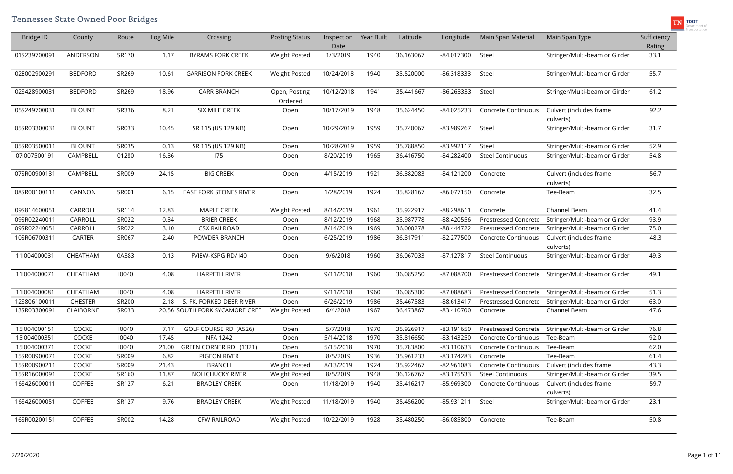# Tennessee State Owned Poor Bridges

| Bridge ID | County | Route | Log Mile | Crossing | Posting Status | Inspection Date | Year Built | Latitude | Longitude | Main Span Material | Main Span Type | Sufficiency Rating |
|---|---|---|---|---|---|---|---|---|---|---|---|---|
| 01S239700091 | ANDERSON | SR170 | 1.17 | BYRAMS FORK CREEK | Weight Posted | 1/3/2019 | 1940 | 36.163067 | -84.017300 | Steel | Stringer/Multi-beam or Girder | 33.1 |
| 02E002900291 | BEDFORD | SR269 | 10.61 | GARRISON FORK CREEK | Weight Posted | 10/24/2018 | 1940 | 35.520000 | -86.318333 | Steel | Stringer/Multi-beam or Girder | 55.7 |
| 02S428900031 | BEDFORD | SR269 | 18.96 | CARR BRANCH | Open, Posting Ordered | 10/12/2018 | 1941 | 35.441667 | -86.263333 | Steel | Stringer/Multi-beam or Girder | 61.2 |
| 05S249700031 | BLOUNT | SR336 | 8.21 | SIX MILE CREEK | Open | 10/17/2019 | 1948 | 35.624450 | -84.025233 | Concrete Continuous | Culvert (includes frame culverts) | 92.2 |
| 05SR03300031 | BLOUNT | SR033 | 10.45 | SR 115 (US 129 NB) | Open | 10/29/2019 | 1959 | 35.740067 | -83.989267 | Steel | Stringer/Multi-beam or Girder | 31.7 |
| 05SR03500011 | BLOUNT | SR035 | 0.13 | SR 115 (US 129 NB) | Open | 10/28/2019 | 1959 | 35.788850 | -83.992117 | Steel | Stringer/Multi-beam or Girder | 52.9 |
| 07I007500191 | CAMPBELL | 01280 | 16.36 | I75 | Open | 8/20/2019 | 1965 | 36.416750 | -84.282400 | Steel Continuous | Stringer/Multi-beam or Girder | 54.8 |
| 07SR00900131 | CAMPBELL | SR009 | 24.15 | BIG CREEK | Open | 4/15/2019 | 1921 | 36.382083 | -84.121200 | Concrete | Culvert (includes frame culverts) | 56.7 |
| 08SR00100111 | CANNON | SR001 | 6.15 | EAST FORK STONES RIVER | Open | 1/28/2019 | 1924 | 35.828167 | -86.077150 | Concrete | Tee-Beam | 32.5 |
| 09S814600051 | CARROLL | SR114 | 12.83 | MAPLE CREEK | Weight Posted | 8/14/2019 | 1961 | 35.922917 | -88.298611 | Concrete | Channel Beam | 41.4 |
| 09SR02240011 | CARROLL | SR022 | 0.34 | BRIER CREEK | Open | 8/12/2019 | 1968 | 35.987778 | -88.420556 | Prestressed Concrete | Stringer/Multi-beam or Girder | 93.9 |
| 09SR02240051 | CARROLL | SR022 | 3.10 | CSX RAILROAD | Open | 8/14/2019 | 1969 | 36.000278 | -88.444722 | Prestressed Concrete | Stringer/Multi-beam or Girder | 75.0 |
| 10SR06700311 | CARTER | SR067 | 2.40 | POWDER BRANCH | Open | 6/25/2019 | 1986 | 36.317911 | -82.277500 | Concrete Continuous | Culvert (includes frame culverts) | 48.3 |
| 11I004000031 | CHEATHAM | 0A383 | 0.13 | FVIEW-KSPG RD/ I40 | Open | 9/6/2018 | 1960 | 36.067033 | -87.127817 | Steel Continuous | Stringer/Multi-beam or Girder | 49.3 |
| 11I004000071 | CHEATHAM | I0040 | 4.08 | HARPETH RIVER | Open | 9/11/2018 | 1960 | 36.085250 | -87.088700 | Prestressed Concrete | Stringer/Multi-beam or Girder | 49.1 |
| 11I004000081 | CHEATHAM | I0040 | 4.08 | HARPETH RIVER | Open | 9/11/2018 | 1960 | 36.085300 | -87.088683 | Prestressed Concrete | Stringer/Multi-beam or Girder | 51.3 |
| 12S806100011 | CHESTER | SR200 | 2.18 | S. FK. FORKED DEER RIVER | Open | 6/26/2019 | 1986 | 35.467583 | -88.613417 | Prestressed Concrete | Stringer/Multi-beam or Girder | 63.0 |
| 13SR03300091 | CLAIBORNE | SR033 | 20.56 | SOUTH FORK SYCAMORE CREE | Weight Posted | 6/4/2018 | 1967 | 36.473867 | -83.410700 | Concrete | Channel Beam | 47.6 |
| 15I004000151 | COCKE | I0040 | 7.17 | GOLF COURSE RD (A526) | Open | 5/7/2018 | 1970 | 35.926917 | -83.191650 | Prestressed Concrete | Stringer/Multi-beam or Girder | 76.8 |
| 15I004000351 | COCKE | I0040 | 17.45 | NFA 1242 | Open | 5/14/2018 | 1970 | 35.816650 | -83.143250 | Concrete Continuous | Tee-Beam | 92.0 |
| 15I004000371 | COCKE | I0040 | 21.00 | GREEN CORNER RD (1321) | Open | 5/15/2018 | 1970 | 35.783800 | -83.110633 | Concrete Continuous | Tee-Beam | 62.0 |
| 15SR00900071 | COCKE | SR009 | 6.82 | PIGEON RIVER | Open | 8/5/2019 | 1936 | 35.961233 | -83.174283 | Concrete | Tee-Beam | 61.4 |
| 15SR00900211 | COCKE | SR009 | 21.43 | BRANCH | Weight Posted | 8/13/2019 | 1924 | 35.922467 | -82.961083 | Concrete Continuous | Culvert (includes frame | 43.3 |
| 15SR16000091 | COCKE | SR160 | 11.87 | NOLICHUCKY RIVER | Weight Posted | 8/5/2019 | 1948 | 36.126767 | -83.175533 | Steel Continuous | Stringer/Multi-beam or Girder | 39.5 |
| 16S426000011 | COFFEE | SR127 | 6.21 | BRADLEY CREEK | Open | 11/18/2019 | 1940 | 35.416217 | -85.969300 | Concrete Continuous | Culvert (includes frame culverts) | 59.7 |
| 16S426000051 | COFFEE | SR127 | 9.76 | BRADLEY CREEK | Weight Posted | 11/18/2019 | 1940 | 35.456200 | -85.931211 | Steel | Stringer/Multi-beam or Girder | 23.1 |
| 16SR00200151 | COFFEE | SR002 | 14.28 | CFW RAILROAD | Weight Posted | 10/22/2019 | 1928 | 35.480250 | -86.085800 | Concrete | Tee-Beam | 50.8 |

2/20/2020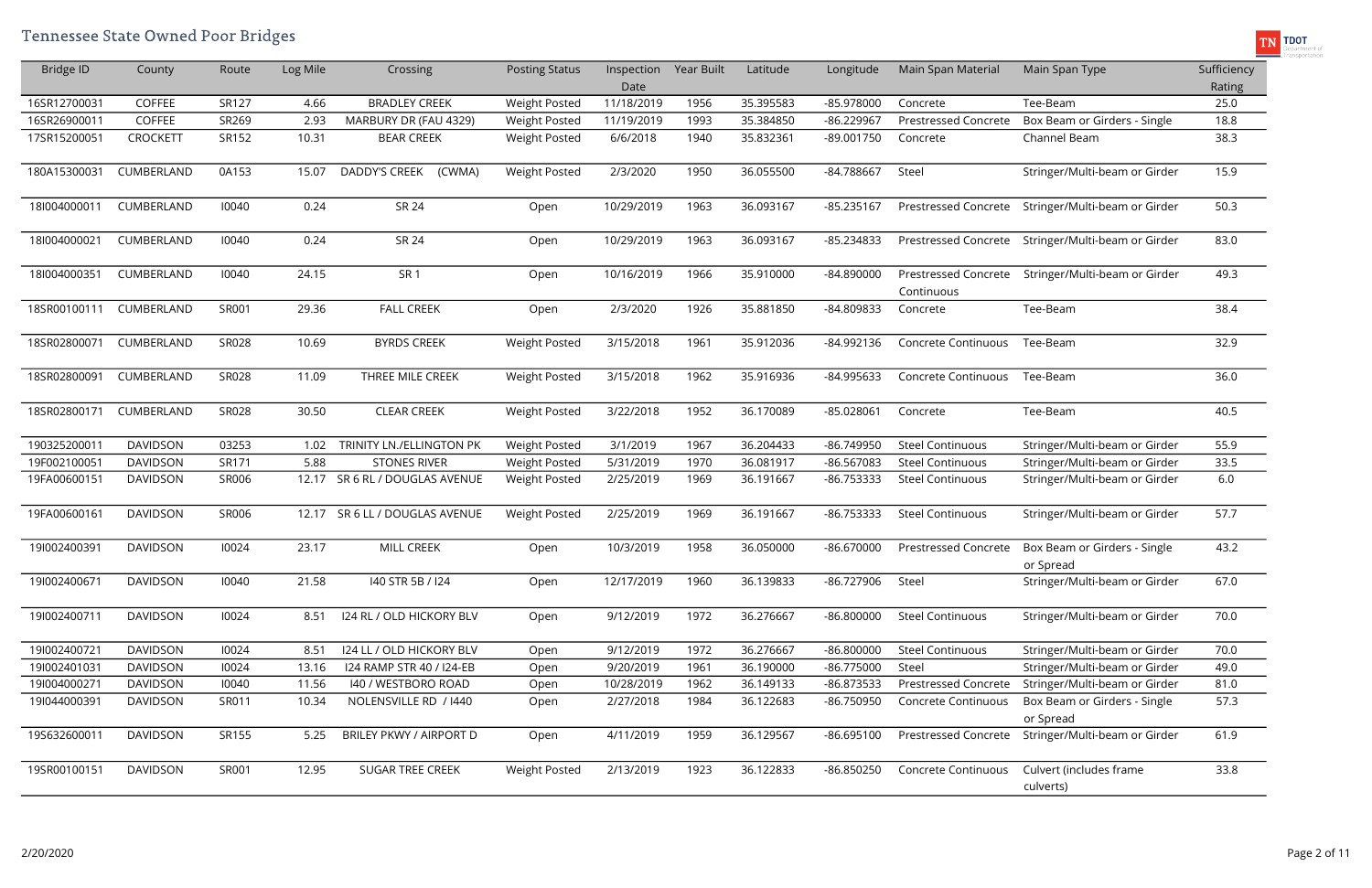# Tennessee State Owned Poor Bridges

| Bridge ID | County | Route | Log Mile | Crossing | Posting Status | Inspection Date | Year Built | Latitude | Longitude | Main Span Material | Main Span Type | Sufficiency Rating |
|---|---|---|---|---|---|---|---|---|---|---|---|---|
| 16SR12700031 | COFFEE | SR127 | 4.66 | BRADLEY CREEK | Weight Posted | 11/18/2019 | 1956 | 35.395583 | -85.978000 | Concrete | Tee-Beam | 25.0 |
| 16SR26900011 | COFFEE | SR269 | 2.93 | MARBURY DR (FAU 4329) | Weight Posted | 11/19/2019 | 1993 | 35.384850 | -86.229967 | Prestressed Concrete | Box Beam or Girders - Single | 18.8 |
| 17SR15200051 | CROCKETT | SR152 | 10.31 | BEAR CREEK | Weight Posted | 6/6/2018 | 1940 | 35.832361 | -89.001750 | Concrete | Channel Beam | 38.3 |
| 180A15300031 | CUMBERLAND | 0A153 | 15.07 | DADDY'S CREEK (CWMA) | Weight Posted | 2/3/2020 | 1950 | 36.055500 | -84.788667 | Steel | Stringer/Multi-beam or Girder | 15.9 |
| 18I004000011 | CUMBERLAND | I0040 | 0.24 | SR 24 | Open | 10/29/2019 | 1963 | 36.093167 | -85.235167 | Prestressed Concrete | Stringer/Multi-beam or Girder | 50.3 |
| 18I004000021 | CUMBERLAND | I0040 | 0.24 | SR 24 | Open | 10/29/2019 | 1963 | 36.093167 | -85.234833 | Prestressed Concrete | Stringer/Multi-beam or Girder | 83.0 |
| 18I004000351 | CUMBERLAND | I0040 | 24.15 | SR 1 | Open | 10/16/2019 | 1966 | 35.910000 | -84.890000 | Prestressed Concrete Continuous | Stringer/Multi-beam or Girder | 49.3 |
| 18SR00100111 | CUMBERLAND | SR001 | 29.36 | FALL CREEK | Open | 2/3/2020 | 1926 | 35.881850 | -84.809833 | Concrete | Tee-Beam | 38.4 |
| 18SR02800071 | CUMBERLAND | SR028 | 10.69 | BYRDS CREEK | Weight Posted | 3/15/2018 | 1961 | 35.912036 | -84.992136 | Concrete Continuous | Tee-Beam | 32.9 |
| 18SR02800091 | CUMBERLAND | SR028 | 11.09 | THREE MILE CREEK | Weight Posted | 3/15/2018 | 1962 | 35.916936 | -84.995633 | Concrete Continuous | Tee-Beam | 36.0 |
| 18SR02800171 | CUMBERLAND | SR028 | 30.50 | CLEAR CREEK | Weight Posted | 3/22/2018 | 1952 | 36.170089 | -85.028061 | Concrete | Tee-Beam | 40.5 |
| 190325200011 | DAVIDSON | 03253 | 1.02 | TRINITY LN./ELLINGTON PK | Weight Posted | 3/1/2019 | 1967 | 36.204433 | -86.749950 | Steel Continuous | Stringer/Multi-beam or Girder | 55.9 |
| 19F002100051 | DAVIDSON | SR171 | 5.88 | STONES RIVER | Weight Posted | 5/31/2019 | 1970 | 36.081917 | -86.567083 | Steel Continuous | Stringer/Multi-beam or Girder | 33.5 |
| 19FA00600151 | DAVIDSON | SR006 | 12.17 | SR 6 RL / DOUGLAS AVENUE | Weight Posted | 2/25/2019 | 1969 | 36.191667 | -86.753333 | Steel Continuous | Stringer/Multi-beam or Girder | 6.0 |
| 19FA00600161 | DAVIDSON | SR006 | 12.17 | SR 6 LL / DOUGLAS AVENUE | Weight Posted | 2/25/2019 | 1969 | 36.191667 | -86.753333 | Steel Continuous | Stringer/Multi-beam or Girder | 57.7 |
| 19I002400391 | DAVIDSON | I0024 | 23.17 | MILL CREEK | Open | 10/3/2019 | 1958 | 36.050000 | -86.670000 | Prestressed Concrete | Box Beam or Girders - Single or Spread | 43.2 |
| 19I002400671 | DAVIDSON | I0040 | 21.58 | I40 STR 5B / I24 | Open | 12/17/2019 | 1960 | 36.139833 | -86.727906 | Steel | Stringer/Multi-beam or Girder | 67.0 |
| 19I002400711 | DAVIDSON | I0024 | 8.51 | I24 RL / OLD HICKORY BLV | Open | 9/12/2019 | 1972 | 36.276667 | -86.800000 | Steel Continuous | Stringer/Multi-beam or Girder | 70.0 |
| 19I002400721 | DAVIDSON | I0024 | 8.51 | I24 LL / OLD HICKORY BLV | Open | 9/12/2019 | 1972 | 36.276667 | -86.800000 | Steel Continuous | Stringer/Multi-beam or Girder | 70.0 |
| 19I002401031 | DAVIDSON | I0024 | 13.16 | I24 RAMP STR 40 / I24-EB | Open | 9/20/2019 | 1961 | 36.190000 | -86.775000 | Steel | Stringer/Multi-beam or Girder | 49.0 |
| 19I004000271 | DAVIDSON | I0040 | 11.56 | I40 / WESTBORO ROAD | Open | 10/28/2019 | 1962 | 36.149133 | -86.873533 | Prestressed Concrete | Stringer/Multi-beam or Girder | 81.0 |
| 19I044000391 | DAVIDSON | SR011 | 10.34 | NOLENSVILLE RD / I440 | Open | 2/27/2018 | 1984 | 36.122683 | -86.750950 | Concrete Continuous | Box Beam or Girders - Single or Spread | 57.3 |
| 19S632600011 | DAVIDSON | SR155 | 5.25 | BRILEY PKWY / AIRPORT D | Open | 4/11/2019 | 1959 | 36.129567 | -86.695100 | Prestressed Concrete | Stringer/Multi-beam or Girder | 61.9 |
| 19SR00100151 | DAVIDSON | SR001 | 12.95 | SUGAR TREE CREEK | Weight Posted | 2/13/2019 | 1923 | 36.122833 | -86.850250 | Concrete Continuous | Culvert (includes frame culverts) | 33.8 |

2/20/2020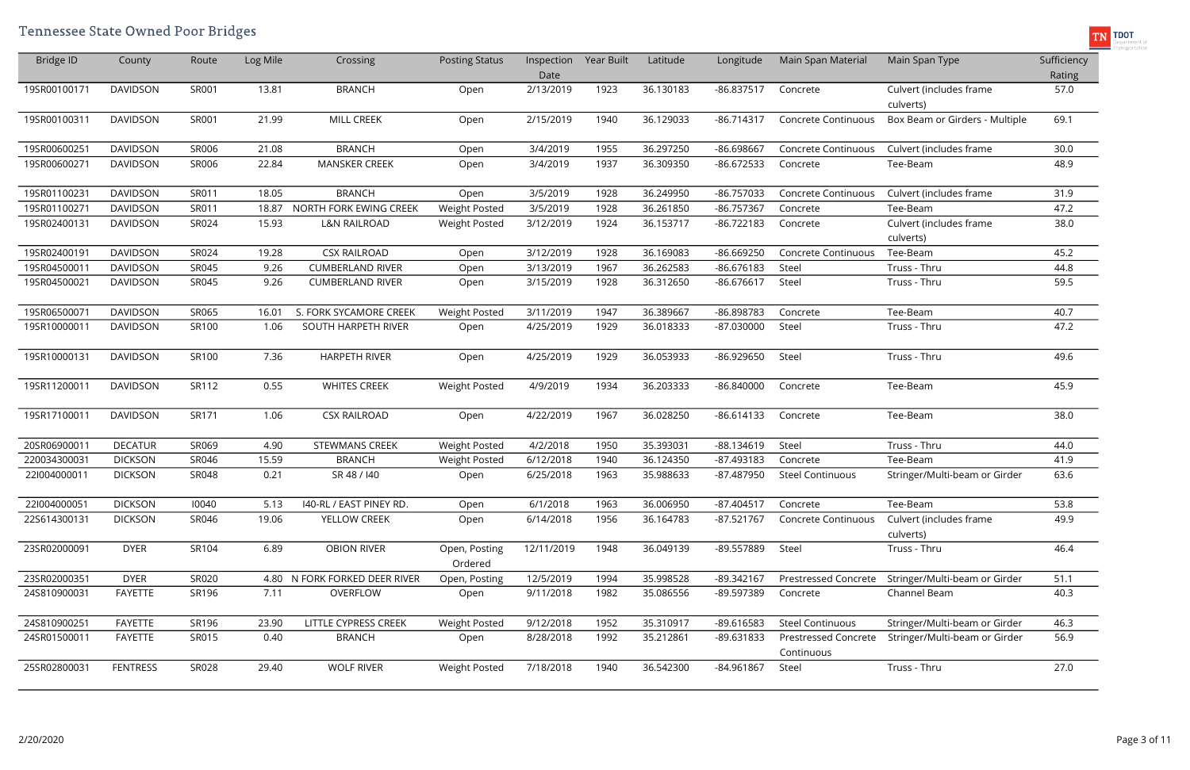# Tennessee State Owned Poor Bridges

| Bridge ID | County | Route | Log Mile | Crossing | Posting Status | Inspection Date | Year Built | Latitude | Longitude | Main Span Material | Main Span Type | Sufficiency Rating |
|---|---|---|---|---|---|---|---|---|---|---|---|---|
| 19SR00100171 | DAVIDSON | SR001 | 13.81 | BRANCH | Open | 2/13/2019 | 1923 | 36.130183 | -86.837517 | Concrete | Culvert (includes frame culverts) | 57.0 |
| 19SR00100311 | DAVIDSON | SR001 | 21.99 | MILL CREEK | Open | 2/15/2019 | 1940 | 36.129033 | -86.714317 | Concrete Continuous | Box Beam or Girders - Multiple | 69.1 |
| 19SR00600251 | DAVIDSON | SR006 | 21.08 | BRANCH | Open | 3/4/2019 | 1955 | 36.297250 | -86.698667 | Concrete Continuous | Culvert (includes frame | 30.0 |
| 19SR00600271 | DAVIDSON | SR006 | 22.84 | MANSKER CREEK | Open | 3/4/2019 | 1937 | 36.309350 | -86.672533 | Concrete | Tee-Beam | 48.9 |
| 19SR01100231 | DAVIDSON | SR011 | 18.05 | BRANCH | Open | 3/5/2019 | 1928 | 36.249950 | -86.757033 | Concrete Continuous | Culvert (includes frame | 31.9 |
| 19SR01100271 | DAVIDSON | SR011 | 18.87 | NORTH FORK EWING CREEK | Weight Posted | 3/5/2019 | 1928 | 36.261850 | -86.757367 | Concrete | Tee-Beam | 47.2 |
| 19SR02400131 | DAVIDSON | SR024 | 15.93 | L&N RAILROAD | Weight Posted | 3/12/2019 | 1924 | 36.153717 | -86.722183 | Concrete | Culvert (includes frame culverts) | 38.0 |
| 19SR02400191 | DAVIDSON | SR024 | 19.28 | CSX RAILROAD | Open | 3/12/2019 | 1928 | 36.169083 | -86.669250 | Concrete Continuous | Tee-Beam | 45.2 |
| 19SR04500011 | DAVIDSON | SR045 | 9.26 | CUMBERLAND RIVER | Open | 3/13/2019 | 1967 | 36.262583 | -86.676183 | Steel | Truss - Thru | 44.8 |
| 19SR04500021 | DAVIDSON | SR045 | 9.26 | CUMBERLAND RIVER | Open | 3/15/2019 | 1928 | 36.312650 | -86.676617 | Steel | Truss - Thru | 59.5 |
| 19SR06500071 | DAVIDSON | SR065 | 16.01 | S. FORK SYCAMORE CREEK | Weight Posted | 3/11/2019 | 1947 | 36.389667 | -86.898783 | Concrete | Tee-Beam | 40.7 |
| 19SR10000011 | DAVIDSON | SR100 | 1.06 | SOUTH HARPETH RIVER | Open | 4/25/2019 | 1929 | 36.018333 | -87.030000 | Steel | Truss - Thru | 47.2 |
| 19SR10000131 | DAVIDSON | SR100 | 7.36 | HARPETH RIVER | Open | 4/25/2019 | 1929 | 36.053933 | -86.929650 | Steel | Truss - Thru | 49.6 |
| 19SR11200011 | DAVIDSON | SR112 | 0.55 | WHITES CREEK | Weight Posted | 4/9/2019 | 1934 | 36.203333 | -86.840000 | Concrete | Tee-Beam | 45.9 |
| 19SR17100011 | DAVIDSON | SR171 | 1.06 | CSX RAILROAD | Open | 4/22/2019 | 1967 | 36.028250 | -86.614133 | Concrete | Tee-Beam | 38.0 |
| 20SR06900011 | DECATUR | SR069 | 4.90 | STEWMANS CREEK | Weight Posted | 4/2/2018 | 1950 | 35.393031 | -88.134619 | Steel | Truss - Thru | 44.0 |
| 220034300031 | DICKSON | SR046 | 15.59 | BRANCH | Weight Posted | 6/12/2018 | 1940 | 36.124350 | -87.493183 | Concrete | Tee-Beam | 41.9 |
| 22I004000011 | DICKSON | SR048 | 0.21 | SR 48 / I40 | Open | 6/25/2018 | 1963 | 35.988633 | -87.487950 | Steel Continuous | Stringer/Multi-beam or Girder | 63.6 |
| 22I004000051 | DICKSON | I0040 | 5.13 | I40-RL / EAST PINEY RD. | Open | 6/1/2018 | 1963 | 36.006950 | -87.404517 | Concrete | Tee-Beam | 53.8 |
| 22S614300131 | DICKSON | SR046 | 19.06 | YELLOW CREEK | Open | 6/14/2018 | 1956 | 36.164783 | -87.521767 | Concrete Continuous | Culvert (includes frame culverts) | 49.9 |
| 23SR02000091 | DYER | SR104 | 6.89 | OBION RIVER | Open, Posting Ordered | 12/11/2019 | 1948 | 36.049139 | -89.557889 | Steel | Truss - Thru | 46.4 |
| 23SR02000351 | DYER | SR020 | 4.80 | N FORK FORKED DEER RIVER | Open, Posting | 12/5/2019 | 1994 | 35.998528 | -89.342167 | Prestressed Concrete | Stringer/Multi-beam or Girder | 51.1 |
| 24S810900031 | FAYETTE | SR196 | 7.11 | OVERFLOW | Open | 9/11/2018 | 1982 | 35.086556 | -89.597389 | Concrete | Channel Beam | 40.3 |
| 24S810900251 | FAYETTE | SR196 | 23.90 | LITTLE CYPRESS CREEK | Weight Posted | 9/12/2018 | 1952 | 35.310917 | -89.616583 | Steel Continuous | Stringer/Multi-beam or Girder | 46.3 |
| 24SR01500011 | FAYETTE | SR015 | 0.40 | BRANCH | Open | 8/28/2018 | 1992 | 35.212861 | -89.631833 | Prestressed Concrete Continuous | Stringer/Multi-beam or Girder | 56.9 |
| 25SR02800031 | FENTRESS | SR028 | 29.40 | WOLF RIVER | Weight Posted | 7/18/2018 | 1940 | 36.542300 | -84.961867 | Steel | Truss - Thru | 27.0 |

2/20/2020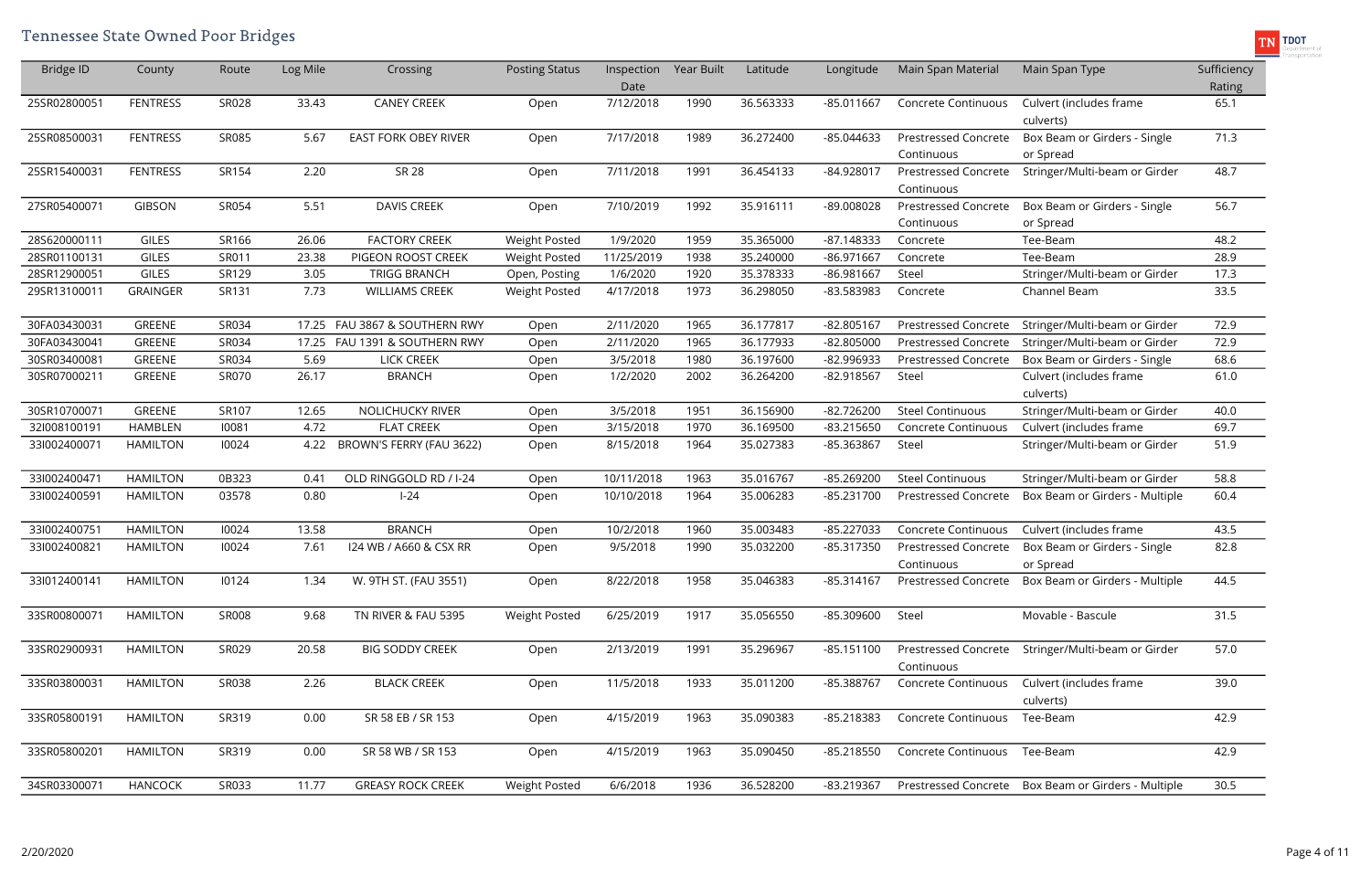# Tennessee State Owned Poor Bridges

| Bridge ID | County | Route | Log Mile | Crossing | Posting Status | Inspection Date | Year Built | Latitude | Longitude | Main Span Material | Main Span Type | Sufficiency Rating |
|---|---|---|---|---|---|---|---|---|---|---|---|---|
| 25SR02800051 | FENTRESS | SR028 | 33.43 | CANEY CREEK | Open | 7/12/2018 | 1990 | 36.563333 | -85.011667 | Concrete Continuous | Culvert (includes frame culverts) | 65.1 |
| 25SR08500031 | FENTRESS | SR085 | 5.67 | EAST FORK OBEY RIVER | Open | 7/17/2018 | 1989 | 36.272400 | -85.044633 | Prestressed Concrete Continuous | Box Beam or Girders - Single or Spread | 71.3 |
| 25SR15400031 | FENTRESS | SR154 | 2.20 | SR 28 | Open | 7/11/2018 | 1991 | 36.454133 | -84.928017 | Prestressed Concrete Continuous | Stringer/Multi-beam or Girder | 48.7 |
| 27SR05400071 | GIBSON | SR054 | 5.51 | DAVIS CREEK | Open | 7/10/2019 | 1992 | 35.916111 | -89.008028 | Prestressed Concrete Continuous | Box Beam or Girders - Single or Spread | 56.7 |
| 28S620000111 | GILES | SR166 | 26.06 | FACTORY CREEK | Weight Posted | 1/9/2020 | 1959 | 35.365000 | -87.148333 | Concrete | Tee-Beam | 48.2 |
| 28SR01100131 | GILES | SR011 | 23.38 | PIGEON ROOST CREEK | Weight Posted | 11/25/2019 | 1938 | 35.240000 | -86.971667 | Concrete | Tee-Beam | 28.9 |
| 28SR12900051 | GILES | SR129 | 3.05 | TRIGG BRANCH | Open, Posting | 1/6/2020 | 1920 | 35.378333 | -86.981667 | Steel | Stringer/Multi-beam or Girder | 17.3 |
| 29SR13100011 | GRAINGER | SR131 | 7.73 | WILLIAMS CREEK | Weight Posted | 4/17/2018 | 1973 | 36.298050 | -83.583983 | Concrete | Channel Beam | 33.5 |
| 30FA03430031 | GREENE | SR034 | 17.25 | FAU 3867 & SOUTHERN RWY | Open | 2/11/2020 | 1965 | 36.177817 | -82.805167 | Prestressed Concrete | Stringer/Multi-beam or Girder | 72.9 |
| 30FA03430041 | GREENE | SR034 | 17.25 | FAU 1391 & SOUTHERN RWY | Open | 2/11/2020 | 1965 | 36.177933 | -82.805000 | Prestressed Concrete | Stringer/Multi-beam or Girder | 72.9 |
| 30SR03400081 | GREENE | SR034 | 5.69 | LICK CREEK | Open | 3/5/2018 | 1980 | 36.197600 | -82.996933 | Prestressed Concrete | Box Beam or Girders - Single | 68.6 |
| 30SR07000211 | GREENE | SR070 | 26.17 | BRANCH | Open | 1/2/2020 | 2002 | 36.264200 | -82.918567 | Steel | Culvert (includes frame culverts) | 61.0 |
| 30SR10700071 | GREENE | SR107 | 12.65 | NOLICHUCKY RIVER | Open | 3/5/2018 | 1951 | 36.156900 | -82.726200 | Steel Continuous | Stringer/Multi-beam or Girder | 40.0 |
| 32I008100191 | HAMBLEN | I0081 | 4.72 | FLAT CREEK | Open | 3/15/2018 | 1970 | 36.169500 | -83.215650 | Concrete Continuous | Culvert (includes frame | 69.7 |
| 33I002400071 | HAMILTON | I0024 | 4.22 | BROWN'S FERRY (FAU 3622) | Open | 8/15/2018 | 1964 | 35.027383 | -85.363867 | Steel | Stringer/Multi-beam or Girder | 51.9 |
| 33I002400471 | HAMILTON | 0B323 | 0.41 | OLD RINGGOLD RD / I-24 | Open | 10/11/2018 | 1963 | 35.016767 | -85.269200 | Steel Continuous | Stringer/Multi-beam or Girder | 58.8 |
| 33I002400591 | HAMILTON | 03578 | 0.80 | I-24 | Open | 10/10/2018 | 1964 | 35.006283 | -85.231700 | Prestressed Concrete | Box Beam or Girders - Multiple | 60.4 |
| 33I002400751 | HAMILTON | I0024 | 13.58 | BRANCH | Open | 10/2/2018 | 1960 | 35.003483 | -85.227033 | Concrete Continuous | Culvert (includes frame | 43.5 |
| 33I002400821 | HAMILTON | I0024 | 7.61 | I24 WB / A660 & CSX RR | Open | 9/5/2018 | 1990 | 35.032200 | -85.317350 | Prestressed Concrete Continuous | Box Beam or Girders - Single or Spread | 82.8 |
| 33I012400141 | HAMILTON | I0124 | 1.34 | W. 9TH ST. (FAU 3551) | Open | 8/22/2018 | 1958 | 35.046383 | -85.314167 | Prestressed Concrete | Box Beam or Girders - Multiple | 44.5 |
| 33SR00800071 | HAMILTON | SR008 | 9.68 | TN RIVER & FAU 5395 | Weight Posted | 6/25/2019 | 1917 | 35.056550 | -85.309600 | Steel | Movable - Bascule | 31.5 |
| 33SR02900931 | HAMILTON | SR029 | 20.58 | BIG SODDY CREEK | Open | 2/13/2019 | 1991 | 35.296967 | -85.151100 | Prestressed Concrete Continuous | Stringer/Multi-beam or Girder | 57.0 |
| 33SR03800031 | HAMILTON | SR038 | 2.26 | BLACK CREEK | Open | 11/5/2018 | 1933 | 35.011200 | -85.388767 | Concrete Continuous | Culvert (includes frame culverts) | 39.0 |
| 33SR05800191 | HAMILTON | SR319 | 0.00 | SR 58 EB / SR 153 | Open | 4/15/2019 | 1963 | 35.090383 | -85.218383 | Concrete Continuous | Tee-Beam | 42.9 |
| 33SR05800201 | HAMILTON | SR319 | 0.00 | SR 58 WB / SR 153 | Open | 4/15/2019 | 1963 | 35.090450 | -85.218550 | Concrete Continuous | Tee-Beam | 42.9 |
| 34SR03300071 | HANCOCK | SR033 | 11.77 | GREASY ROCK CREEK | Weight Posted | 6/6/2018 | 1936 | 36.528200 | -83.219367 | Prestressed Concrete | Box Beam or Girders - Multiple | 30.5 |

2/20/2020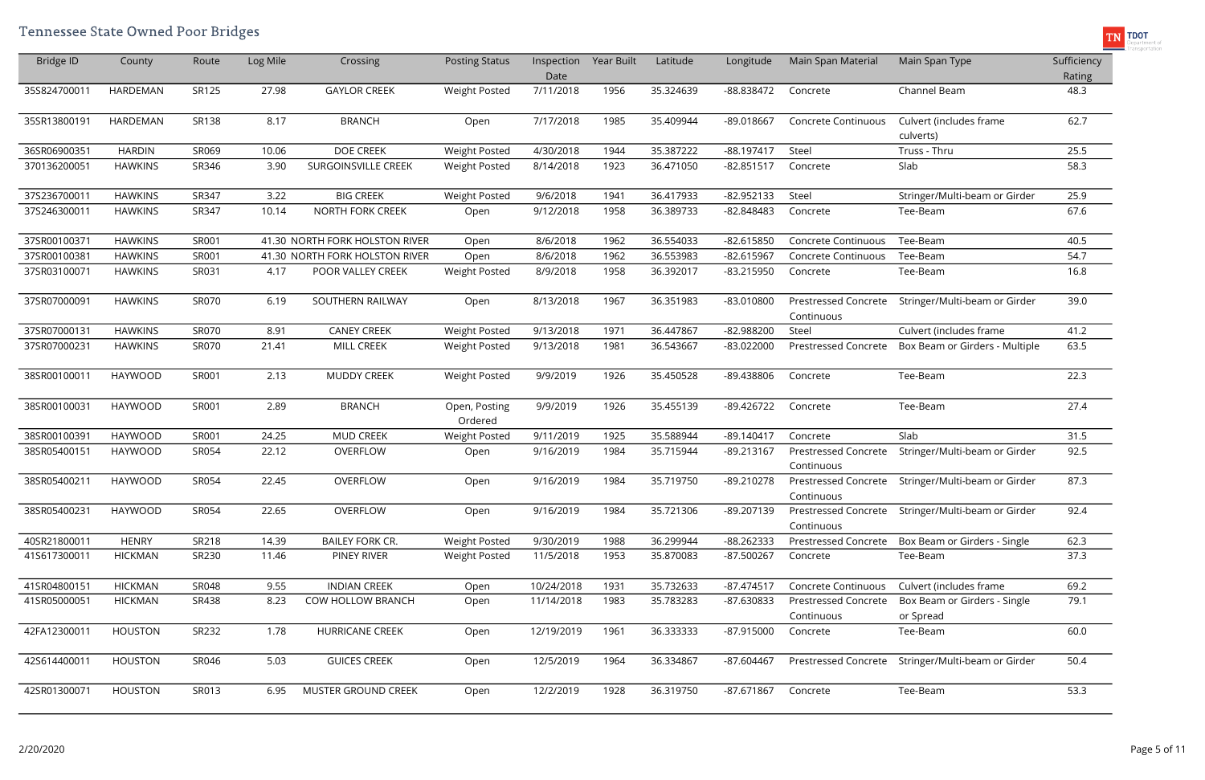# Tennessee State Owned Poor Bridges

| Bridge ID | County | Route | Log Mile | Crossing | Posting Status | Inspection Date | Year Built | Latitude | Longitude | Main Span Material | Main Span Type | Sufficiency Rating |
|---|---|---|---|---|---|---|---|---|---|---|---|---|
| 35S824700011 | HARDEMAN | SR125 | 27.98 | GAYLOR CREEK | Weight Posted | 7/11/2018 | 1956 | 35.324639 | -88.838472 | Concrete | Channel Beam | 48.3 |
| 35SR13800191 | HARDEMAN | SR138 | 8.17 | BRANCH | Open | 7/17/2018 | 1985 | 35.409944 | -89.018667 | Concrete Continuous | Culvert (includes frame culverts) | 62.7 |
| 36SR06900351 | HARDIN | SR069 | 10.06 | DOE CREEK | Weight Posted | 4/30/2018 | 1944 | 35.387222 | -88.197417 | Steel | Truss - Thru | 25.5 |
| 370136200051 | HAWKINS | SR346 | 3.90 | SURGOINSVILLE CREEK | Weight Posted | 8/14/2018 | 1923 | 36.471050 | -82.851517 | Concrete | Slab | 58.3 |
| 37S236700011 | HAWKINS | SR347 | 3.22 | BIG CREEK | Weight Posted | 9/6/2018 | 1941 | 36.417933 | -82.952133 | Steel | Stringer/Multi-beam or Girder | 25.9 |
| 37S246300011 | HAWKINS | SR347 | 10.14 | NORTH FORK CREEK | Open | 9/12/2018 | 1958 | 36.389733 | -82.848483 | Concrete | Tee-Beam | 67.6 |
| 37SR00100371 | HAWKINS | SR001 | 41.30 | NORTH FORK HOLSTON RIVER | Open | 8/6/2018 | 1962 | 36.554033 | -82.615850 | Concrete Continuous | Tee-Beam | 40.5 |
| 37SR00100381 | HAWKINS | SR001 | 41.30 | NORTH FORK HOLSTON RIVER | Open | 8/6/2018 | 1962 | 36.553983 | -82.615967 | Concrete Continuous | Tee-Beam | 54.7 |
| 37SR03100071 | HAWKINS | SR031 | 4.17 | POOR VALLEY CREEK | Weight Posted | 8/9/2018 | 1958 | 36.392017 | -83.215950 | Concrete | Tee-Beam | 16.8 |
| 37SR07000091 | HAWKINS | SR070 | 6.19 | SOUTHERN RAILWAY | Open | 8/13/2018 | 1967 | 36.351983 | -83.010800 | Prestressed Concrete Continuous | Stringer/Multi-beam or Girder | 39.0 |
| 37SR07000131 | HAWKINS | SR070 | 8.91 | CANEY CREEK | Weight Posted | 9/13/2018 | 1971 | 36.447867 | -82.988200 | Steel | Culvert (includes frame | 41.2 |
| 37SR07000231 | HAWKINS | SR070 | 21.41 | MILL CREEK | Weight Posted | 9/13/2018 | 1981 | 36.543667 | -83.022000 | Prestressed Concrete | Box Beam or Girders - Multiple | 63.5 |
| 38SR00100011 | HAYWOOD | SR001 | 2.13 | MUDDY CREEK | Weight Posted | 9/9/2019 | 1926 | 35.450528 | -89.438806 | Concrete | Tee-Beam | 22.3 |
| 38SR00100031 | HAYWOOD | SR001 | 2.89 | BRANCH | Open, Posting Ordered | 9/9/2019 | 1926 | 35.455139 | -89.426722 | Concrete | Tee-Beam | 27.4 |
| 38SR00100391 | HAYWOOD | SR001 | 24.25 | MUD CREEK | Weight Posted | 9/11/2019 | 1925 | 35.588944 | -89.140417 | Concrete | Slab | 31.5 |
| 38SR05400151 | HAYWOOD | SR054 | 22.12 | OVERFLOW | Open | 9/16/2019 | 1984 | 35.715944 | -89.213167 | Prestressed Concrete Continuous | Stringer/Multi-beam or Girder | 92.5 |
| 38SR05400211 | HAYWOOD | SR054 | 22.45 | OVERFLOW | Open | 9/16/2019 | 1984 | 35.719750 | -89.210278 | Prestressed Concrete Continuous | Stringer/Multi-beam or Girder | 87.3 |
| 38SR05400231 | HAYWOOD | SR054 | 22.65 | OVERFLOW | Open | 9/16/2019 | 1984 | 35.721306 | -89.207139 | Prestressed Concrete Continuous | Stringer/Multi-beam or Girder | 92.4 |
| 40SR21800011 | HENRY | SR218 | 14.39 | BAILEY FORK CR. | Weight Posted | 9/30/2019 | 1988 | 36.299944 | -88.262333 | Prestressed Concrete | Box Beam or Girders - Single | 62.3 |
| 41S617300011 | HICKMAN | SR230 | 11.46 | PINEY RIVER | Weight Posted | 11/5/2018 | 1953 | 35.870083 | -87.500267 | Concrete | Tee-Beam | 37.3 |
| 41SR04800151 | HICKMAN | SR048 | 9.55 | INDIAN CREEK | Open | 10/24/2018 | 1931 | 35.732633 | -87.474517 | Concrete Continuous | Culvert (includes frame | 69.2 |
| 41SR05000051 | HICKMAN | SR438 | 8.23 | COW HOLLOW BRANCH | Open | 11/14/2018 | 1983 | 35.783283 | -87.630833 | Prestressed Concrete Continuous | Box Beam or Girders - Single or Spread | 79.1 |
| 42FA12300011 | HOUSTON | SR232 | 1.78 | HURRICANE CREEK | Open | 12/19/2019 | 1961 | 36.333333 | -87.915000 | Concrete | Tee-Beam | 60.0 |
| 42S614400011 | HOUSTON | SR046 | 5.03 | GUICES CREEK | Open | 12/5/2019 | 1964 | 36.334867 | -87.604467 | Prestressed Concrete | Stringer/Multi-beam or Girder | 50.4 |
| 42SR01300071 | HOUSTON | SR013 | 6.95 | MUSTER GROUND CREEK | Open | 12/2/2019 | 1928 | 36.319750 | -87.671867 | Concrete | Tee-Beam | 53.3 |

2/20/2020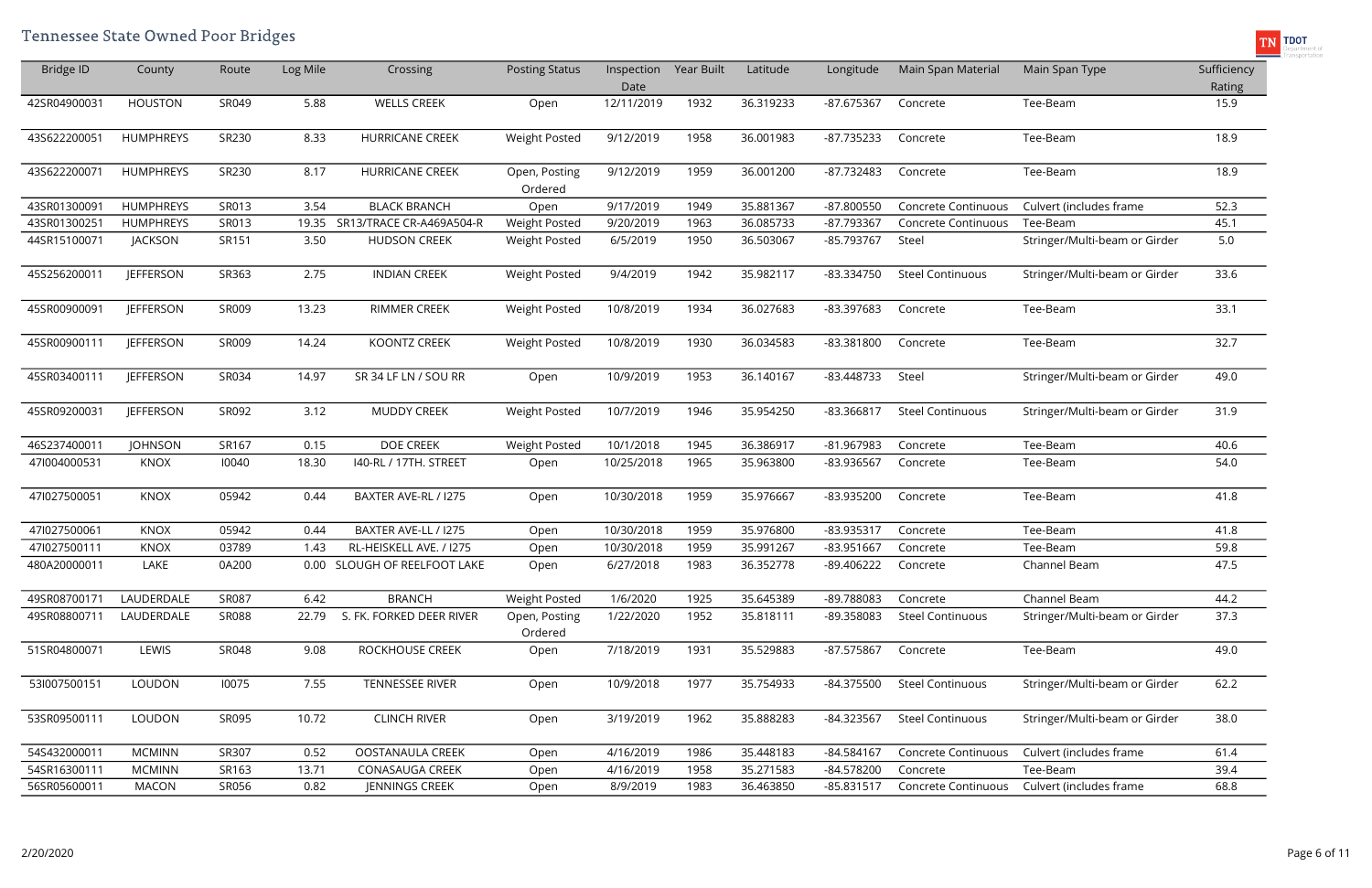# Tennessee State Owned Poor Bridges

| Bridge ID | County | Route | Log Mile | Crossing | Posting Status | Inspection Date | Year Built | Latitude | Longitude | Main Span Material | Main Span Type | Sufficiency Rating |
|---|---|---|---|---|---|---|---|---|---|---|---|---|
| 42SR04900031 | HOUSTON | SR049 | 5.88 | WELLS CREEK | Open | 12/11/2019 | 1932 | 36.319233 | -87.675367 | Concrete | Tee-Beam | 15.9 |
| 43S622200051 | HUMPHREYS | SR230 | 8.33 | HURRICANE CREEK | Weight Posted | 9/12/2019 | 1958 | 36.001983 | -87.735233 | Concrete | Tee-Beam | 18.9 |
| 43S622200071 | HUMPHREYS | SR230 | 8.17 | HURRICANE CREEK | Open, Posting Ordered | 9/12/2019 | 1959 | 36.001200 | -87.732483 | Concrete | Tee-Beam | 18.9 |
| 43SR01300091 | HUMPHREYS | SR013 | 3.54 | BLACK BRANCH | Open | 9/17/2019 | 1949 | 35.881367 | -87.800550 | Concrete Continuous | Culvert (includes frame | 52.3 |
| 43SR01300251 | HUMPHREYS | SR013 | 19.35 | SR13/TRACE CR-A469A504-R | Weight Posted | 9/20/2019 | 1963 | 36.085733 | -87.793367 | Concrete Continuous | Tee-Beam | 45.1 |
| 44SR15100071 | JACKSON | SR151 | 3.50 | HUDSON CREEK | Weight Posted | 6/5/2019 | 1950 | 36.503067 | -85.793767 | Steel | Stringer/Multi-beam or Girder | 5.0 |
| 45S256200011 | JEFFERSON | SR363 | 2.75 | INDIAN CREEK | Weight Posted | 9/4/2019 | 1942 | 35.982117 | -83.334750 | Steel Continuous | Stringer/Multi-beam or Girder | 33.6 |
| 45SR00900091 | JEFFERSON | SR009 | 13.23 | RIMMER CREEK | Weight Posted | 10/8/2019 | 1934 | 36.027683 | -83.397683 | Concrete | Tee-Beam | 33.1 |
| 45SR00900111 | JEFFERSON | SR009 | 14.24 | KOONTZ CREEK | Weight Posted | 10/8/2019 | 1930 | 36.034583 | -83.381800 | Concrete | Tee-Beam | 32.7 |
| 45SR03400111 | JEFFERSON | SR034 | 14.97 | SR 34 LF LN / SOU RR | Open | 10/9/2019 | 1953 | 36.140167 | -83.448733 | Steel | Stringer/Multi-beam or Girder | 49.0 |
| 45SR09200031 | JEFFERSON | SR092 | 3.12 | MUDDY CREEK | Weight Posted | 10/7/2019 | 1946 | 35.954250 | -83.366817 | Steel Continuous | Stringer/Multi-beam or Girder | 31.9 |
| 46S237400011 | JOHNSON | SR167 | 0.15 | DOE CREEK | Weight Posted | 10/1/2018 | 1945 | 36.386917 | -81.967983 | Concrete | Tee-Beam | 40.6 |
| 47I004000531 | KNOX | I0040 | 18.30 | I40-RL / 17TH. STREET | Open | 10/25/2018 | 1965 | 35.963800 | -83.936567 | Concrete | Tee-Beam | 54.0 |
| 47I027500051 | KNOX | 05942 | 0.44 | BAXTER AVE-RL / I275 | Open | 10/30/2018 | 1959 | 35.976667 | -83.935200 | Concrete | Tee-Beam | 41.8 |
| 47I027500061 | KNOX | 05942 | 0.44 | BAXTER AVE-LL / I275 | Open | 10/30/2018 | 1959 | 35.976800 | -83.935317 | Concrete | Tee-Beam | 41.8 |
| 47I027500111 | KNOX | 03789 | 1.43 | RL-HEISKELL AVE. / I275 | Open | 10/30/2018 | 1959 | 35.991267 | -83.951667 | Concrete | Tee-Beam | 59.8 |
| 480A20000011 | LAKE | 0A200 | 0.00 | SLOUGH OF REELFOOT LAKE | Open | 6/27/2018 | 1983 | 36.352778 | -89.406222 | Concrete | Channel Beam | 47.5 |
| 49SR08700171 | LAUDERDALE | SR087 | 6.42 | BRANCH | Weight Posted | 1/6/2020 | 1925 | 35.645389 | -89.788083 | Concrete | Channel Beam | 44.2 |
| 49SR08800711 | LAUDERDALE | SR088 | 22.79 | S. FK. FORKED DEER RIVER | Open, Posting Ordered | 1/22/2020 | 1952 | 35.818111 | -89.358083 | Steel Continuous | Stringer/Multi-beam or Girder | 37.3 |
| 51SR04800071 | LEWIS | SR048 | 9.08 | ROCKHOUSE CREEK | Open | 7/18/2019 | 1931 | 35.529883 | -87.575867 | Concrete | Tee-Beam | 49.0 |
| 53I007500151 | LOUDON | I0075 | 7.55 | TENNESSEE RIVER | Open | 10/9/2018 | 1977 | 35.754933 | -84.375500 | Steel Continuous | Stringer/Multi-beam or Girder | 62.2 |
| 53SR09500111 | LOUDON | SR095 | 10.72 | CLINCH RIVER | Open | 3/19/2019 | 1962 | 35.888283 | -84.323567 | Steel Continuous | Stringer/Multi-beam or Girder | 38.0 |
| 54S432000011 | MCMINN | SR307 | 0.52 | OOSTANAULA CREEK | Open | 4/16/2019 | 1986 | 35.448183 | -84.584167 | Concrete Continuous | Culvert (includes frame | 61.4 |
| 54SR16300111 | MCMINN | SR163 | 13.71 | CONASAUGA CREEK | Open | 4/16/2019 | 1958 | 35.271583 | -84.578200 | Concrete | Tee-Beam | 39.4 |
| 56SR05600011 | MACON | SR056 | 0.82 | JENNINGS CREEK | Open | 8/9/2019 | 1983 | 36.463850 | -85.831517 | Concrete Continuous | Culvert (includes frame | 68.8 |

2/20/2020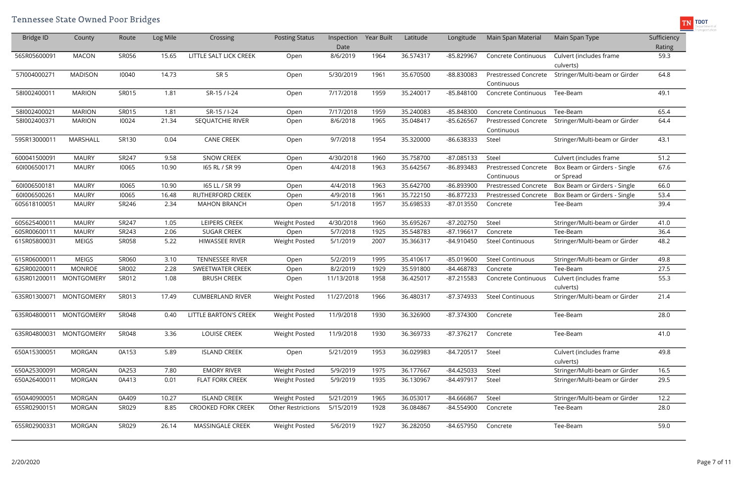# Tennessee State Owned Poor Bridges

| Bridge ID | County | Route | Log Mile | Crossing | Posting Status | Inspection Date | Year Built | Latitude | Longitude | Main Span Material | Main Span Type | Sufficiency Rating |
|---|---|---|---|---|---|---|---|---|---|---|---|---|
| 56SR05600091 | MACON | SR056 | 15.65 | LITTLE SALT LICK CREEK | Open | 8/6/2019 | 1964 | 36.574317 | -85.829967 | Concrete Continuous | Culvert (includes frame culverts) | 59.3 |
| 57I004000271 | MADISON | I0040 | 14.73 | SR 5 | Open | 5/30/2019 | 1961 | 35.670500 | -88.830083 | Prestressed Concrete Continuous | Stringer/Multi-beam or Girder | 64.8 |
| 58I002400011 | MARION | SR015 | 1.81 | SR-15 / I-24 | Open | 7/17/2018 | 1959 | 35.240017 | -85.848100 | Concrete Continuous | Tee-Beam | 49.1 |
| 58I002400021 | MARION | SR015 | 1.81 | SR-15 / I-24 | Open | 7/17/2018 | 1959 | 35.240083 | -85.848300 | Concrete Continuous | Tee-Beam | 65.4 |
| 58I002400371 | MARION | I0024 | 21.34 | SEQUATCHIE RIVER | Open | 8/6/2018 | 1965 | 35.048417 | -85.626567 | Prestressed Concrete Continuous | Stringer/Multi-beam or Girder | 64.4 |
| 59SR13000011 | MARSHALL | SR130 | 0.04 | CANE CREEK | Open | 9/7/2018 | 1954 | 35.320000 | -86.638333 | Steel | Stringer/Multi-beam or Girder | 43.1 |
| 600041500091 | MAURY | SR247 | 9.58 | SNOW CREEK | Open | 4/30/2018 | 1960 | 35.758700 | -87.085133 | Steel | Culvert (includes frame | 51.2 |
| 60I006500171 | MAURY | I0065 | 10.90 | I65 RL / SR 99 | Open | 4/4/2018 | 1963 | 35.642567 | -86.893483 | Prestressed Concrete Continuous | Box Beam or Girders - Single or Spread | 67.6 |
| 60I006500181 | MAURY | I0065 | 10.90 | I65 LL / SR 99 | Open | 4/4/2018 | 1963 | 35.642700 | -86.893900 | Prestressed Concrete | Box Beam or Girders - Single | 66.0 |
| 60I006500261 | MAURY | I0065 | 16.48 | RUTHERFORD CREEK | Open | 4/9/2018 | 1961 | 35.722150 | -86.877233 | Prestressed Concrete | Box Beam or Girders - Single | 53.4 |
| 60S618100051 | MAURY | SR246 | 2.34 | MAHON BRANCH | Open | 5/1/2018 | 1957 | 35.698533 | -87.013550 | Concrete | Tee-Beam | 39.4 |
| 60S625400011 | MAURY | SR247 | 1.05 | LEIPERS CREEK | Weight Posted | 4/30/2018 | 1960 | 35.695267 | -87.202750 | Steel | Stringer/Multi-beam or Girder | 41.0 |
| 60SR00600111 | MAURY | SR243 | 2.06 | SUGAR CREEK | Open | 5/7/2018 | 1925 | 35.548783 | -87.196617 | Concrete | Tee-Beam | 36.4 |
| 61SR05800031 | MEIGS | SR058 | 5.22 | HIWASSEE RIVER | Weight Posted | 5/1/2019 | 2007 | 35.366317 | -84.910450 | Steel Continuous | Stringer/Multi-beam or Girder | 48.2 |
| 61SR06000011 | MEIGS | SR060 | 3.10 | TENNESSEE RIVER | Open | 5/2/2019 | 1995 | 35.410617 | -85.019600 | Steel Continuous | Stringer/Multi-beam or Girder | 49.8 |
| 62SR00200011 | MONROE | SR002 | 2.28 | SWEETWATER CREEK | Open | 8/2/2019 | 1929 | 35.591800 | -84.468783 | Concrete | Tee-Beam | 27.5 |
| 63SR01200011 | MONTGOMERY | SR012 | 1.08 | BRUSH CREEK | Open | 11/13/2018 | 1958 | 36.425017 | -87.215583 | Concrete Continuous | Culvert (includes frame culverts) | 55.3 |
| 63SR01300071 | MONTGOMERY | SR013 | 17.49 | CUMBERLAND RIVER | Weight Posted | 11/27/2018 | 1966 | 36.480317 | -87.374933 | Steel Continuous | Stringer/Multi-beam or Girder | 21.4 |
| 63SR04800011 | MONTGOMERY | SR048 | 0.40 | LITTLE BARTON'S CREEK | Weight Posted | 11/9/2018 | 1930 | 36.326900 | -87.374300 | Concrete | Tee-Beam | 28.0 |
| 63SR04800031 | MONTGOMERY | SR048 | 3.36 | LOUISE CREEK | Weight Posted | 11/9/2018 | 1930 | 36.369733 | -87.376217 | Concrete | Tee-Beam | 41.0 |
| 650A15300051 | MORGAN | 0A153 | 5.89 | ISLAND CREEK | Open | 5/21/2019 | 1953 | 36.029983 | -84.720517 | Steel | Culvert (includes frame culverts) | 49.8 |
| 650A25300091 | MORGAN | 0A253 | 7.80 | EMORY RIVER | Weight Posted | 5/9/2019 | 1975 | 36.177667 | -84.425033 | Steel | Stringer/Multi-beam or Girder | 16.5 |
| 650A26400011 | MORGAN | 0A413 | 0.01 | FLAT FORK CREEK | Weight Posted | 5/9/2019 | 1935 | 36.130967 | -84.497917 | Steel | Stringer/Multi-beam or Girder | 29.5 |
| 650A40900051 | MORGAN | 0A409 | 10.27 | ISLAND CREEK | Weight Posted | 5/21/2019 | 1965 | 36.053017 | -84.666867 | Steel | Stringer/Multi-beam or Girder | 12.2 |
| 65SR02900151 | MORGAN | SR029 | 8.85 | CROOKED FORK CREEK | Other Restrictions | 5/15/2019 | 1928 | 36.084867 | -84.554900 | Concrete | Tee-Beam | 28.0 |
| 65SR02900331 | MORGAN | SR029 | 26.14 | MASSINGALE CREEK | Weight Posted | 5/6/2019 | 1927 | 36.282050 | -84.657950 | Concrete | Tee-Beam | 59.0 |

2/20/2020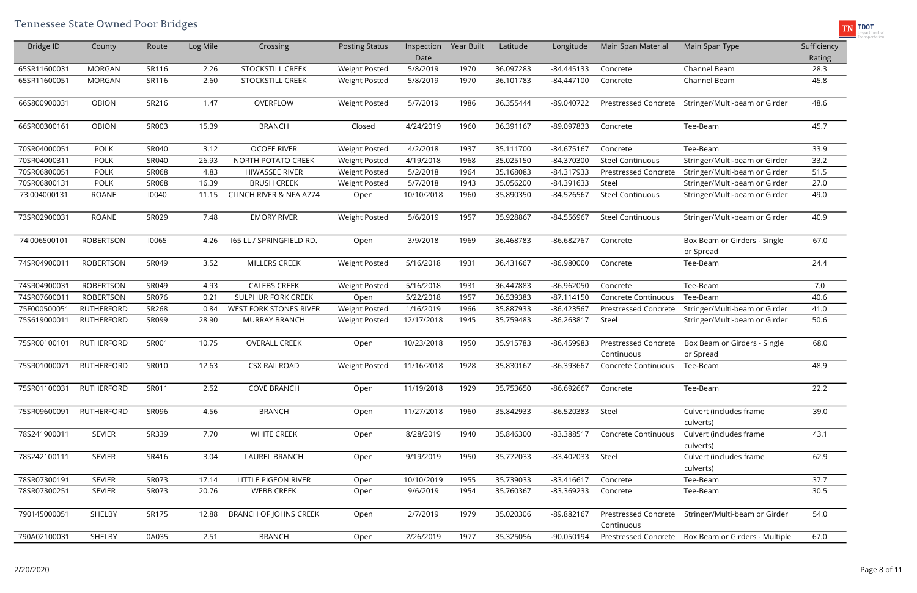# Tennessee State Owned Poor Bridges

| Bridge ID | County | Route | Log Mile | Crossing | Posting Status | Inspection Date | Year Built | Latitude | Longitude | Main Span Material | Main Span Type | Sufficiency Rating |
|---|---|---|---|---|---|---|---|---|---|---|---|---|
| 65SR11600031 | MORGAN | SR116 | 2.26 | STOCKSTILL CREEK | Weight Posted | 5/8/2019 | 1970 | 36.097283 | -84.445133 | Concrete | Channel Beam | 28.3 |
| 65SR11600051 | MORGAN | SR116 | 2.60 | STOCKSTILL CREEK | Weight Posted | 5/8/2019 | 1970 | 36.101783 | -84.447100 | Concrete | Channel Beam | 45.8 |
| 66S800900031 | OBION | SR216 | 1.47 | OVERFLOW | Weight Posted | 5/7/2019 | 1986 | 36.355444 | -89.040722 | Prestressed Concrete | Stringer/Multi-beam or Girder | 48.6 |
| 66SR00300161 | OBION | SR003 | 15.39 | BRANCH | Closed | 4/24/2019 | 1960 | 36.391167 | -89.097833 | Concrete | Tee-Beam | 45.7 |
| 70SR04000051 | POLK | SR040 | 3.12 | OCOEE RIVER | Weight Posted | 4/2/2018 | 1937 | 35.111700 | -84.675167 | Concrete | Tee-Beam | 33.9 |
| 70SR04000311 | POLK | SR040 | 26.93 | NORTH POTATO CREEK | Weight Posted | 4/19/2018 | 1968 | 35.025150 | -84.370300 | Steel Continuous | Stringer/Multi-beam or Girder | 33.2 |
| 70SR06800051 | POLK | SR068 | 4.83 | HIWASSEE RIVER | Weight Posted | 5/2/2018 | 1964 | 35.168083 | -84.317933 | Prestressed Concrete | Stringer/Multi-beam or Girder | 51.5 |
| 70SR06800131 | POLK | SR068 | 16.39 | BRUSH CREEK | Weight Posted | 5/7/2018 | 1943 | 35.056200 | -84.391633 | Steel | Stringer/Multi-beam or Girder | 27.0 |
| 73I004000131 | ROANE | I0040 | 11.15 | CLINCH RIVER & NFA A774 | Open | 10/10/2018 | 1960 | 35.890350 | -84.526567 | Steel Continuous | Stringer/Multi-beam or Girder | 49.0 |
| 73SR02900031 | ROANE | SR029 | 7.48 | EMORY RIVER | Weight Posted | 5/6/2019 | 1957 | 35.928867 | -84.556967 | Steel Continuous | Stringer/Multi-beam or Girder | 40.9 |
| 74I006500101 | ROBERTSON | I0065 | 4.26 | I65 LL / SPRINGFIELD RD. | Open | 3/9/2018 | 1969 | 36.468783 | -86.682767 | Concrete | Box Beam or Girders - Single or Spread | 67.0 |
| 74SR04900011 | ROBERTSON | SR049 | 3.52 | MILLERS CREEK | Weight Posted | 5/16/2018 | 1931 | 36.431667 | -86.980000 | Concrete | Tee-Beam | 24.4 |
| 74SR04900031 | ROBERTSON | SR049 | 4.93 | CALEBS CREEK | Weight Posted | 5/16/2018 | 1931 | 36.447883 | -86.962050 | Concrete | Tee-Beam | 7.0 |
| 74SR07600011 | ROBERTSON | SR076 | 0.21 | SULPHUR FORK CREEK | Open | 5/22/2018 | 1957 | 36.539383 | -87.114150 | Concrete Continuous | Tee-Beam | 40.6 |
| 75F000500051 | RUTHERFORD | SR268 | 0.84 | WEST FORK STONES RIVER | Weight Posted | 1/16/2019 | 1966 | 35.887933 | -86.423567 | Prestressed Concrete | Stringer/Multi-beam or Girder | 41.0 |
| 75S619000011 | RUTHERFORD | SR099 | 28.90 | MURRAY BRANCH | Weight Posted | 12/17/2018 | 1945 | 35.759483 | -86.263817 | Steel | Stringer/Multi-beam or Girder | 50.6 |
| 75SR00100101 | RUTHERFORD | SR001 | 10.75 | OVERALL CREEK | Open | 10/23/2018 | 1950 | 35.915783 | -86.459983 | Prestressed Concrete Continuous | Box Beam or Girders - Single or Spread | 68.0 |
| 75SR01000071 | RUTHERFORD | SR010 | 12.63 | CSX RAILROAD | Weight Posted | 11/16/2018 | 1928 | 35.830167 | -86.393667 | Concrete Continuous | Tee-Beam | 48.9 |
| 75SR01100031 | RUTHERFORD | SR011 | 2.52 | COVE BRANCH | Open | 11/19/2018 | 1929 | 35.753650 | -86.692667 | Concrete | Tee-Beam | 22.2 |
| 75SR09600091 | RUTHERFORD | SR096 | 4.56 | BRANCH | Open | 11/27/2018 | 1960 | 35.842933 | -86.520383 | Steel | Culvert (includes frame culverts) | 39.0 |
| 78S241900011 | SEVIER | SR339 | 7.70 | WHITE CREEK | Open | 8/28/2019 | 1940 | 35.846300 | -83.388517 | Concrete Continuous | Culvert (includes frame culverts) | 43.1 |
| 78S242100111 | SEVIER | SR416 | 3.04 | LAUREL BRANCH | Open | 9/19/2019 | 1950 | 35.772033 | -83.402033 | Steel | Culvert (includes frame culverts) | 62.9 |
| 78SR07300191 | SEVIER | SR073 | 17.14 | LITTLE PIGEON RIVER | Open | 10/10/2019 | 1955 | 35.739033 | -83.416617 | Concrete | Tee-Beam | 37.7 |
| 78SR07300251 | SEVIER | SR073 | 20.76 | WEBB CREEK | Open | 9/6/2019 | 1954 | 35.760367 | -83.369233 | Concrete | Tee-Beam | 30.5 |
| 790145000051 | SHELBY | SR175 | 12.88 | BRANCH OF JOHNS CREEK | Open | 2/7/2019 | 1979 | 35.020306 | -89.882167 | Prestressed Concrete Continuous | Stringer/Multi-beam or Girder | 54.0 |
| 790A02100031 | SHELBY | 0A035 | 2.51 | BRANCH | Open | 2/26/2019 | 1977 | 35.325056 | -90.050194 | Prestressed Concrete | Box Beam or Girders - Multiple | 67.0 |

2/20/2020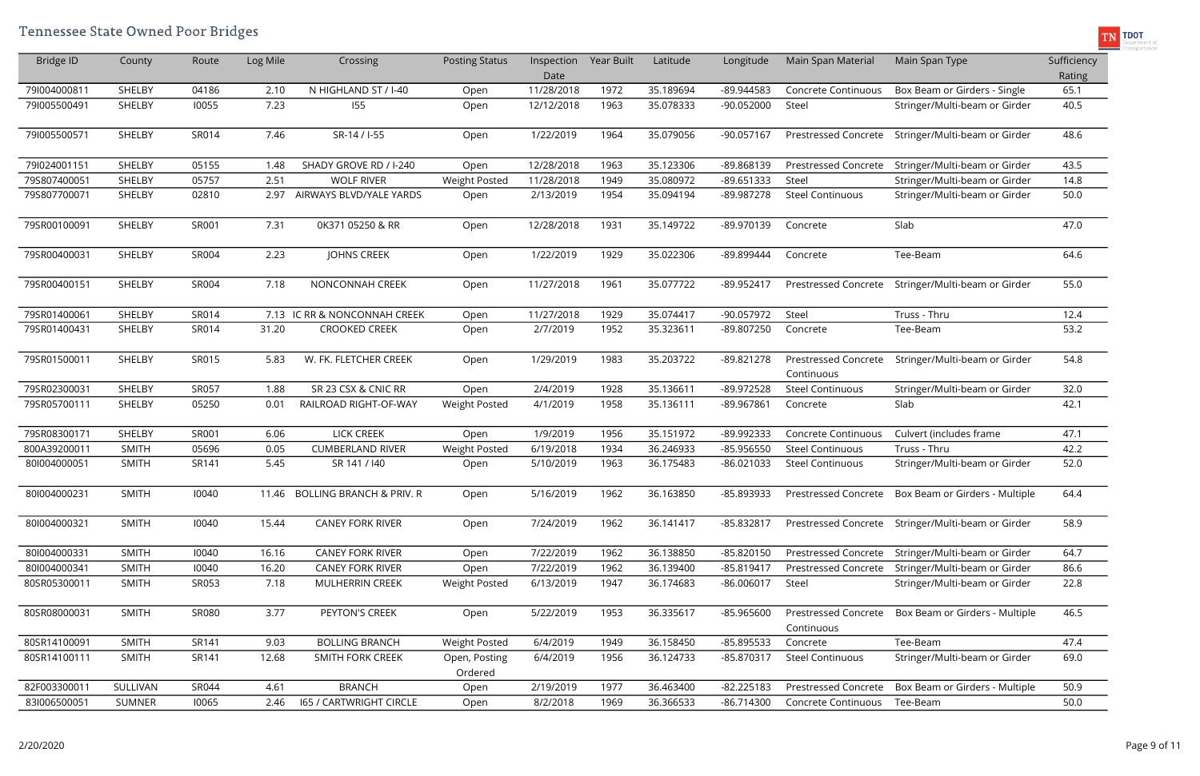# Tennessee State Owned Poor Bridges

| Bridge ID | County | Route | Log Mile | Crossing | Posting Status | Inspection Date | Year Built | Latitude | Longitude | Main Span Material | Main Span Type | Sufficiency Rating |
|---|---|---|---|---|---|---|---|---|---|---|---|---|
| 79I004000811 | SHELBY | 04186 | 2.10 | N HIGHLAND ST / I-40 | Open | 11/28/2018 | 1972 | 35.189694 | -89.944583 | Concrete Continuous | Box Beam or Girders - Single | 65.1 |
| 79I005500491 | SHELBY | I0055 | 7.23 | I55 | Open | 12/12/2018 | 1963 | 35.078333 | -90.052000 | Steel | Stringer/Multi-beam or Girder | 40.5 |
| 79I005500571 | SHELBY | SR014 | 7.46 | SR-14 / I-55 | Open | 1/22/2019 | 1964 | 35.079056 | -90.057167 | Prestressed Concrete | Stringer/Multi-beam or Girder | 48.6 |
| 79I024001151 | SHELBY | 05155 | 1.48 | SHADY GROVE RD / I-240 | Open | 12/28/2018 | 1963 | 35.123306 | -89.868139 | Prestressed Concrete | Stringer/Multi-beam or Girder | 43.5 |
| 79S807400051 | SHELBY | 05757 | 2.51 | WOLF RIVER | Weight Posted | 11/28/2018 | 1949 | 35.080972 | -89.651333 | Steel | Stringer/Multi-beam or Girder | 14.8 |
| 79S807700071 | SHELBY | 02810 | 2.97 | AIRWAYS BLVD/YALE YARDS | Open | 2/13/2019 | 1954 | 35.094194 | -89.987278 | Steel Continuous | Stringer/Multi-beam or Girder | 50.0 |
| 79SR00100091 | SHELBY | SR001 | 7.31 | 0K371 05250 & RR | Open | 12/28/2018 | 1931 | 35.149722 | -89.970139 | Concrete | Slab | 47.0 |
| 79SR00400031 | SHELBY | SR004 | 2.23 | JOHNS CREEK | Open | 1/22/2019 | 1929 | 35.022306 | -89.899444 | Concrete | Tee-Beam | 64.6 |
| 79SR00400151 | SHELBY | SR004 | 7.18 | NONCONNAH CREEK | Open | 11/27/2018 | 1961 | 35.077722 | -89.952417 | Prestressed Concrete | Stringer/Multi-beam or Girder | 55.0 |
| 79SR01400061 | SHELBY | SR014 | 7.13 | IC RR & NONCONNAH CREEK | Open | 11/27/2018 | 1929 | 35.074417 | -90.057972 | Steel | Truss - Thru | 12.4 |
| 79SR01400431 | SHELBY | SR014 | 31.20 | CROOKED CREEK | Open | 2/7/2019 | 1952 | 35.323611 | -89.807250 | Concrete | Tee-Beam | 53.2 |
| 79SR01500011 | SHELBY | SR015 | 5.83 | W. FK. FLETCHER CREEK | Open | 1/29/2019 | 1983 | 35.203722 | -89.821278 | Prestressed Concrete Continuous | Stringer/Multi-beam or Girder | 54.8 |
| 79SR02300031 | SHELBY | SR057 | 1.88 | SR 23 CSX & CNIC RR | Open | 2/4/2019 | 1928 | 35.136611 | -89.972528 | Steel Continuous | Stringer/Multi-beam or Girder | 32.0 |
| 79SR05700111 | SHELBY | 05250 | 0.01 | RAILROAD RIGHT-OF-WAY | Weight Posted | 4/1/2019 | 1958 | 35.136111 | -89.967861 | Concrete | Slab | 42.1 |
| 79SR08300171 | SHELBY | SR001 | 6.06 | LICK CREEK | Open | 1/9/2019 | 1956 | 35.151972 | -89.992333 | Concrete Continuous | Culvert (includes frame | 47.1 |
| 800A39200011 | SMITH | 05696 | 0.05 | CUMBERLAND RIVER | Weight Posted | 6/19/2018 | 1934 | 36.246933 | -85.956550 | Steel Continuous | Truss - Thru | 42.2 |
| 80I004000051 | SMITH | SR141 | 5.45 | SR 141 / I40 | Open | 5/10/2019 | 1963 | 36.175483 | -86.021033 | Steel Continuous | Stringer/Multi-beam or Girder | 52.0 |
| 80I004000231 | SMITH | I0040 | 11.46 | BOLLING BRANCH & PRIV. R | Open | 5/16/2019 | 1962 | 36.163850 | -85.893933 | Prestressed Concrete | Box Beam or Girders - Multiple | 64.4 |
| 80I004000321 | SMITH | I0040 | 15.44 | CANEY FORK RIVER | Open | 7/24/2019 | 1962 | 36.141417 | -85.832817 | Prestressed Concrete | Stringer/Multi-beam or Girder | 58.9 |
| 80I004000331 | SMITH | I0040 | 16.16 | CANEY FORK RIVER | Open | 7/22/2019 | 1962 | 36.138850 | -85.820150 | Prestressed Concrete | Stringer/Multi-beam or Girder | 64.7 |
| 80I004000341 | SMITH | I0040 | 16.20 | CANEY FORK RIVER | Open | 7/22/2019 | 1962 | 36.139400 | -85.819417 | Prestressed Concrete | Stringer/Multi-beam or Girder | 86.6 |
| 80SR05300011 | SMITH | SR053 | 7.18 | MULHERRIN CREEK | Weight Posted | 6/13/2019 | 1947 | 36.174683 | -86.006017 | Steel | Stringer/Multi-beam or Girder | 22.8 |
| 80SR08000031 | SMITH | SR080 | 3.77 | PEYTON'S CREEK | Open | 5/22/2019 | 1953 | 36.335617 | -85.965600 | Prestressed Concrete Continuous | Box Beam or Girders - Multiple | 46.5 |
| 80SR14100091 | SMITH | SR141 | 9.03 | BOLLING BRANCH | Weight Posted | 6/4/2019 | 1949 | 36.158450 | -85.895533 | Concrete | Tee-Beam | 47.4 |
| 80SR14100111 | SMITH | SR141 | 12.68 | SMITH FORK CREEK | Open, Posting Ordered | 6/4/2019 | 1956 | 36.124733 | -85.870317 | Steel Continuous | Stringer/Multi-beam or Girder | 69.0 |
| 82F003300011 | SULLIVAN | SR044 | 4.61 | BRANCH | Open | 2/19/2019 | 1977 | 36.463400 | -82.225183 | Prestressed Concrete | Box Beam or Girders - Multiple | 50.9 |
| 83I006500051 | SUMNER | I0065 | 2.46 | I65 / CARTWRIGHT CIRCLE | Open | 8/2/2018 | 1969 | 36.366533 | -86.714300 | Concrete Continuous | Tee-Beam | 50.0 |

2/20/2020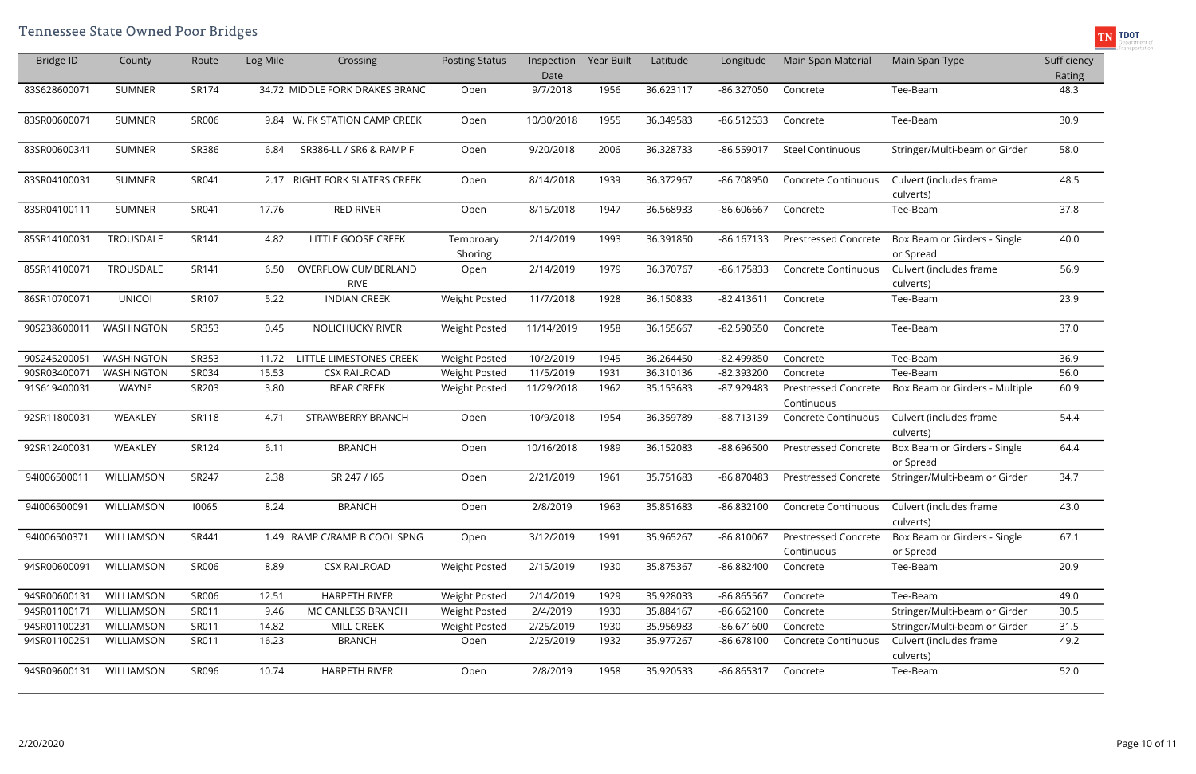# Tennessee State Owned Poor Bridges

| Bridge ID | County | Route | Log Mile | Crossing | Posting Status | Inspection Date | Year Built | Latitude | Longitude | Main Span Material | Main Span Type | Sufficiency Rating |
|---|---|---|---|---|---|---|---|---|---|---|---|---|
| 83S628600071 | SUMNER | SR174 | 34.72 | MIDDLE FORK DRAKES BRANC | Open | 9/7/2018 | 1956 | 36.623117 | -86.327050 | Concrete | Tee-Beam | 48.3 |
| 83SR00600071 | SUMNER | SR006 | 9.84 | W. FK STATION CAMP CREEK | Open | 10/30/2018 | 1955 | 36.349583 | -86.512533 | Concrete | Tee-Beam | 30.9 |
| 83SR00600341 | SUMNER | SR386 | 6.84 | SR386-LL / SR6 & RAMP F | Open | 9/20/2018 | 2006 | 36.328733 | -86.559017 | Steel Continuous | Stringer/Multi-beam or Girder | 58.0 |
| 83SR04100031 | SUMNER | SR041 | 2.17 | RIGHT FORK SLATERS CREEK | Open | 8/14/2018 | 1939 | 36.372967 | -86.708950 | Concrete Continuous | Culvert (includes frame culverts) | 48.5 |
| 83SR04100111 | SUMNER | SR041 | 17.76 | RED RIVER | Open | 8/15/2018 | 1947 | 36.568933 | -86.606667 | Concrete | Tee-Beam | 37.8 |
| 85SR14100031 | TROUSDALE | SR141 | 4.82 | LITTLE GOOSE CREEK | Temproary Shoring | 2/14/2019 | 1993 | 36.391850 | -86.167133 | Prestressed Concrete | Box Beam or Girders - Single or Spread | 40.0 |
| 85SR14100071 | TROUSDALE | SR141 | 6.50 | OVERFLOW CUMBERLAND RIVE | Open | 2/14/2019 | 1979 | 36.370767 | -86.175833 | Concrete Continuous | Culvert (includes frame culverts) | 56.9 |
| 86SR10700071 | UNICOI | SR107 | 5.22 | INDIAN CREEK | Weight Posted | 11/7/2018 | 1928 | 36.150833 | -82.413611 | Concrete | Tee-Beam | 23.9 |
| 90S238600011 | WASHINGTON | SR353 | 0.45 | NOLICHUCKY RIVER | Weight Posted | 11/14/2019 | 1958 | 36.155667 | -82.590550 | Concrete | Tee-Beam | 37.0 |
| 90S245200051 | WASHINGTON | SR353 | 11.72 | LITTLE LIMESTONES CREEK | Weight Posted | 10/2/2019 | 1945 | 36.264450 | -82.499850 | Concrete | Tee-Beam | 36.9 |
| 90SR03400071 | WASHINGTON | SR034 | 15.53 | CSX RAILROAD | Weight Posted | 11/5/2019 | 1931 | 36.310136 | -82.393200 | Concrete | Tee-Beam | 56.0 |
| 91S619400031 | WAYNE | SR203 | 3.80 | BEAR CREEK | Weight Posted | 11/29/2018 | 1962 | 35.153683 | -87.929483 | Prestressed Concrete Continuous | Box Beam or Girders - Multiple | 60.9 |
| 92SR11800031 | WEAKLEY | SR118 | 4.71 | STRAWBERRY BRANCH | Open | 10/9/2018 | 1954 | 36.359789 | -88.713139 | Concrete Continuous | Culvert (includes frame culverts) | 54.4 |
| 92SR12400031 | WEAKLEY | SR124 | 6.11 | BRANCH | Open | 10/16/2018 | 1989 | 36.152083 | -88.696500 | Prestressed Concrete | Box Beam or Girders - Single or Spread | 64.4 |
| 94I006500011 | WILLIAMSON | SR247 | 2.38 | SR 247 / I65 | Open | 2/21/2019 | 1961 | 35.751683 | -86.870483 | Prestressed Concrete | Stringer/Multi-beam or Girder | 34.7 |
| 94I006500091 | WILLIAMSON | I0065 | 8.24 | BRANCH | Open | 2/8/2019 | 1963 | 35.851683 | -86.832100 | Concrete Continuous | Culvert (includes frame culverts) | 43.0 |
| 94I006500371 | WILLIAMSON | SR441 | 1.49 | RAMP C/RAMP B COOL SPNG | Open | 3/12/2019 | 1991 | 35.965267 | -86.810067 | Prestressed Concrete Continuous | Box Beam or Girders - Single or Spread | 67.1 |
| 94SR00600091 | WILLIAMSON | SR006 | 8.89 | CSX RAILROAD | Weight Posted | 2/15/2019 | 1930 | 35.875367 | -86.882400 | Concrete | Tee-Beam | 20.9 |
| 94SR00600131 | WILLIAMSON | SR006 | 12.51 | HARPETH RIVER | Weight Posted | 2/14/2019 | 1929 | 35.928033 | -86.865567 | Concrete | Tee-Beam | 49.0 |
| 94SR01100171 | WILLIAMSON | SR011 | 9.46 | MC CANLESS BRANCH | Weight Posted | 2/4/2019 | 1930 | 35.884167 | -86.662100 | Concrete | Stringer/Multi-beam or Girder | 30.5 |
| 94SR01100231 | WILLIAMSON | SR011 | 14.82 | MILL CREEK | Weight Posted | 2/25/2019 | 1930 | 35.956983 | -86.671600 | Concrete | Stringer/Multi-beam or Girder | 31.5 |
| 94SR01100251 | WILLIAMSON | SR011 | 16.23 | BRANCH | Open | 2/25/2019 | 1932 | 35.977267 | -86.678100 | Concrete Continuous | Culvert (includes frame culverts) | 49.2 |
| 94SR09600131 | WILLIAMSON | SR096 | 10.74 | HARPETH RIVER | Open | 2/8/2019 | 1958 | 35.920533 | -86.865317 | Concrete | Tee-Beam | 52.0 |

2/20/2020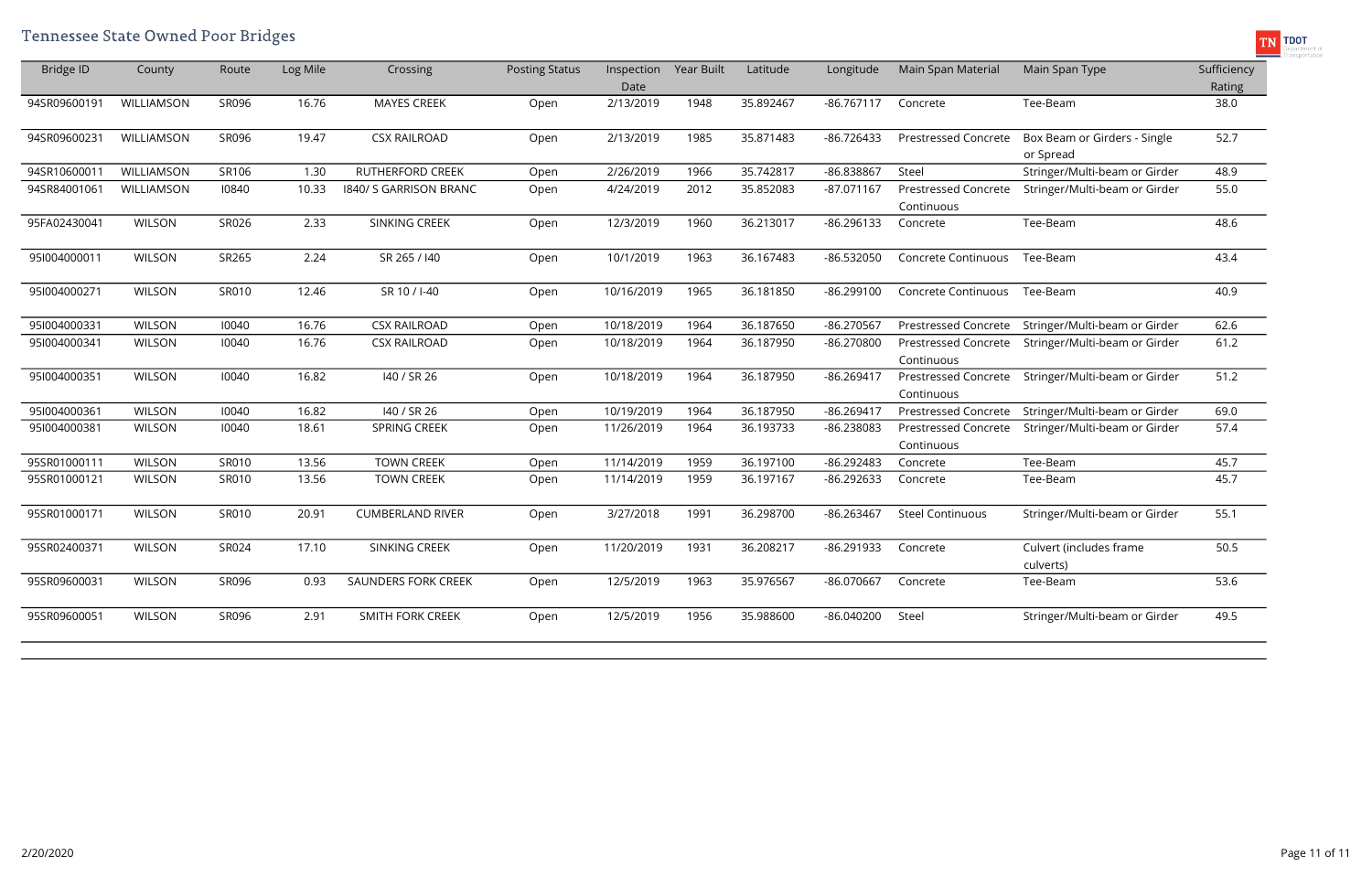# Tennessee State Owned Poor Bridges

| Bridge ID | County | Route | Log Mile | Crossing | Posting Status | Inspection Date | Year Built | Latitude | Longitude | Main Span Material | Main Span Type | Sufficiency Rating |
|---|---|---|---|---|---|---|---|---|---|---|---|---|
| 94SR09600191 | WILLIAMSON | SR096 | 16.76 | MAYES CREEK | Open | 2/13/2019 | 1948 | 35.892467 | -86.767117 | Concrete | Tee-Beam | 38.0 |
| 94SR09600231 | WILLIAMSON | SR096 | 19.47 | CSX RAILROAD | Open | 2/13/2019 | 1985 | 35.871483 | -86.726433 | Prestressed Concrete | Box Beam or Girders - Single or Spread | 52.7 |
| 94SR10600011 | WILLIAMSON | SR106 | 1.30 | RUTHERFORD CREEK | Open | 2/26/2019 | 1966 | 35.742817 | -86.838867 | Steel | Stringer/Multi-beam or Girder | 48.9 |
| 94SR84001061 | WILLIAMSON | I0840 | 10.33 | I840/ S GARRISON BRANC | Open | 4/24/2019 | 2012 | 35.852083 | -87.071167 | Prestressed Concrete Continuous | Stringer/Multi-beam or Girder | 55.0 |
| 95FA02430041 | WILSON | SR026 | 2.33 | SINKING CREEK | Open | 12/3/2019 | 1960 | 36.213017 | -86.296133 | Concrete | Tee-Beam | 48.6 |
| 95I004000011 | WILSON | SR265 | 2.24 | SR 265 / I40 | Open | 10/1/2019 | 1963 | 36.167483 | -86.532050 | Concrete Continuous | Tee-Beam | 43.4 |
| 95I004000271 | WILSON | SR010 | 12.46 | SR 10 / I-40 | Open | 10/16/2019 | 1965 | 36.181850 | -86.299100 | Concrete Continuous | Tee-Beam | 40.9 |
| 95I004000331 | WILSON | I0040 | 16.76 | CSX RAILROAD | Open | 10/18/2019 | 1964 | 36.187650 | -86.270567 | Prestressed Concrete | Stringer/Multi-beam or Girder | 62.6 |
| 95I004000341 | WILSON | I0040 | 16.76 | CSX RAILROAD | Open | 10/18/2019 | 1964 | 36.187950 | -86.270800 | Prestressed Concrete Continuous | Stringer/Multi-beam or Girder | 61.2 |
| 95I004000351 | WILSON | I0040 | 16.82 | I40 / SR 26 | Open | 10/18/2019 | 1964 | 36.187950 | -86.269417 | Prestressed Concrete Continuous | Stringer/Multi-beam or Girder | 51.2 |
| 95I004000361 | WILSON | I0040 | 16.82 | I40 / SR 26 | Open | 10/19/2019 | 1964 | 36.187950 | -86.269417 | Prestressed Concrete | Stringer/Multi-beam or Girder | 69.0 |
| 95I004000381 | WILSON | I0040 | 18.61 | SPRING CREEK | Open | 11/26/2019 | 1964 | 36.193733 | -86.238083 | Prestressed Concrete Continuous | Stringer/Multi-beam or Girder | 57.4 |
| 95SR01000111 | WILSON | SR010 | 13.56 | TOWN CREEK | Open | 11/14/2019 | 1959 | 36.197100 | -86.292483 | Concrete | Tee-Beam | 45.7 |
| 95SR01000121 | WILSON | SR010 | 13.56 | TOWN CREEK | Open | 11/14/2019 | 1959 | 36.197167 | -86.292633 | Concrete | Tee-Beam | 45.7 |
| 95SR01000171 | WILSON | SR010 | 20.91 | CUMBERLAND RIVER | Open | 3/27/2018 | 1991 | 36.298700 | -86.263467 | Steel Continuous | Stringer/Multi-beam or Girder | 55.1 |
| 95SR02400371 | WILSON | SR024 | 17.10 | SINKING CREEK | Open | 11/20/2019 | 1931 | 36.208217 | -86.291933 | Concrete | Culvert (includes frame culverts) | 50.5 |
| 95SR09600031 | WILSON | SR096 | 0.93 | SAUNDERS FORK CREEK | Open | 12/5/2019 | 1963 | 35.976567 | -86.070667 | Concrete | Tee-Beam | 53.6 |
| 95SR09600051 | WILSON | SR096 | 2.91 | SMITH FORK CREEK | Open | 12/5/2019 | 1956 | 35.988600 | -86.040200 | Steel | Stringer/Multi-beam or Girder | 49.5 |

2/20/2020